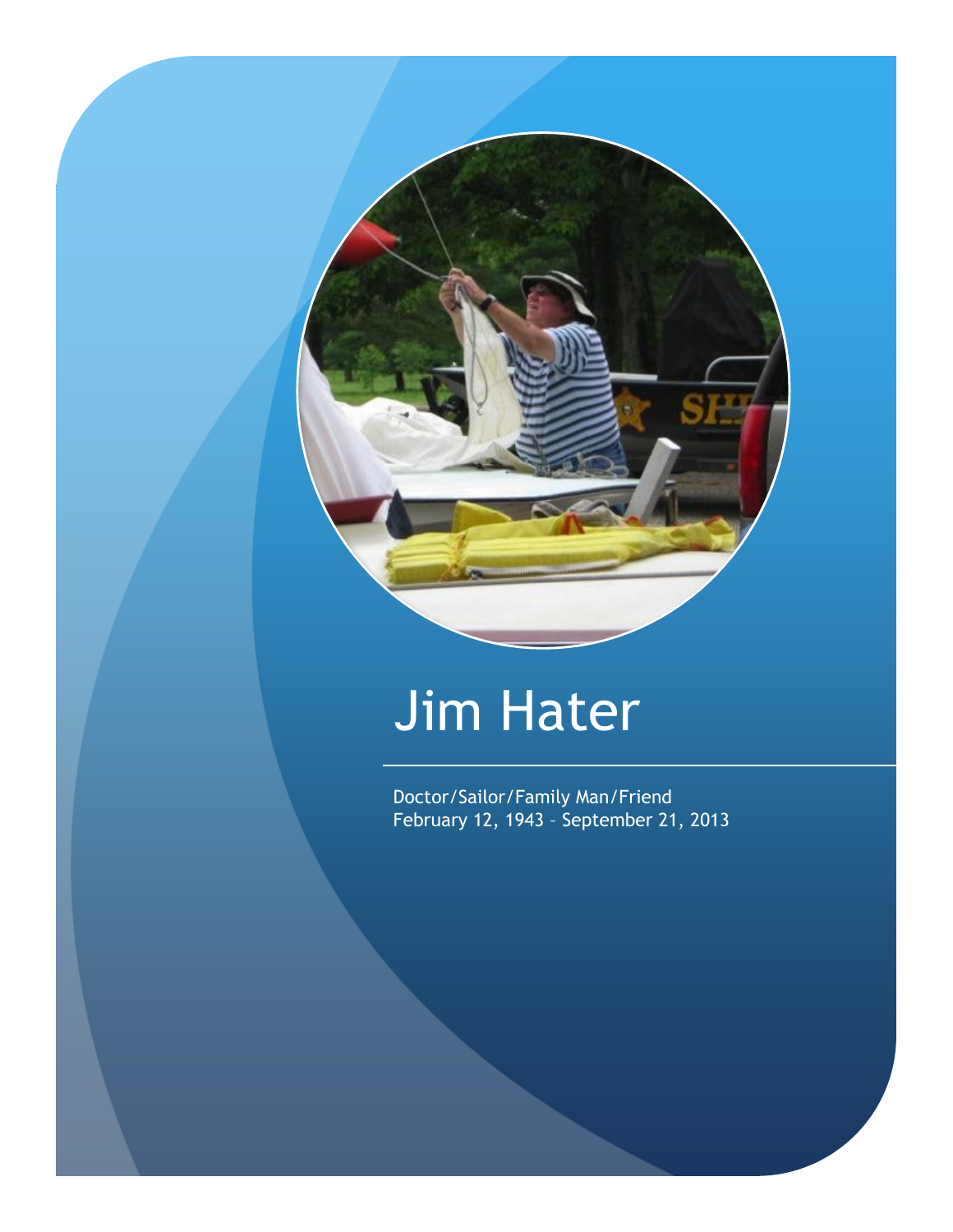# Jim Hater

Doctor/Sailor/Family Man/Friend
February 12, 1943 – September 21, 2013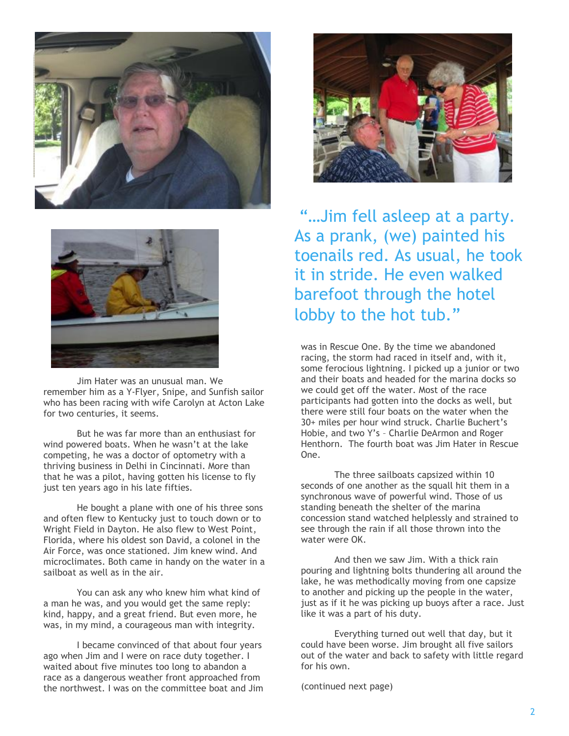Jim Hater was an unusual man. We remember him as a Y-Flyer, Snipe, and Sunfish sailor who has been racing with wife Carolyn at Acton Lake for two centuries, it seems.

But he was far more than an enthusiast for wind powered boats. When he wasn't at the lake competing, he was a doctor of optometry with a thriving business in Delhi in Cincinnati. More than that he was a pilot, having gotten his license to fly just ten years ago in his late fifties.

He bought a plane with one of his three sons and often flew to Kentucky just to touch down or to Wright Field in Dayton. He also flew to West Point, Florida, where his oldest son David, a colonel in the Air Force, was once stationed. Jim knew wind. And microclimates. Both came in handy on the water in a sailboat as well as in the air.

You can ask any who knew him what kind of a man he was, and you would get the same reply: kind, happy, and a great friend. But even more, he was, in my mind, a courageous man with integrity.

I became convinced of that about four years ago when Jim and I were on race duty together. I waited about five minutes too long to abandon a race as a dangerous weather front approached from the northwest. I was on the committee boat and Jim was in Rescue One. By the time we abandoned racing, the storm had raced in itself and, with it, some ferocious lightning. I picked up a junior or two and their boats and headed for the marina docks so we could get off the water. Most of the race participants had gotten into the docks as well, but there were still four boats on the water when the 30+ miles per hour wind struck. Charlie Buchert's Hobie, and two Y's – Charlie DeArmon and Roger Henthorn. The fourth boat was Jim Hater in Rescue One.

> "…Jim fell asleep at a party. As a prank, (we) painted his toenails red. As usual, he took it in stride. He even walked barefoot through the hotel lobby to the hot tub."

The three sailboats capsized within 10 seconds of one another as the squall hit them in a synchronous wave of powerful wind. Those of us standing beneath the shelter of the marina concession stand watched helplessly and strained to see through the rain if all those thrown into the water were OK.

And then we saw Jim. With a thick rain pouring and lightning bolts thundering all around the lake, he was methodically moving from one capsize to another and picking up the people in the water, just as if it he was picking up buoys after a race. Just like it was a part of his duty.

Everything turned out well that day, but it could have been worse. Jim brought all five sailors out of the water and back to safety with little regard for his own.

(continued next page)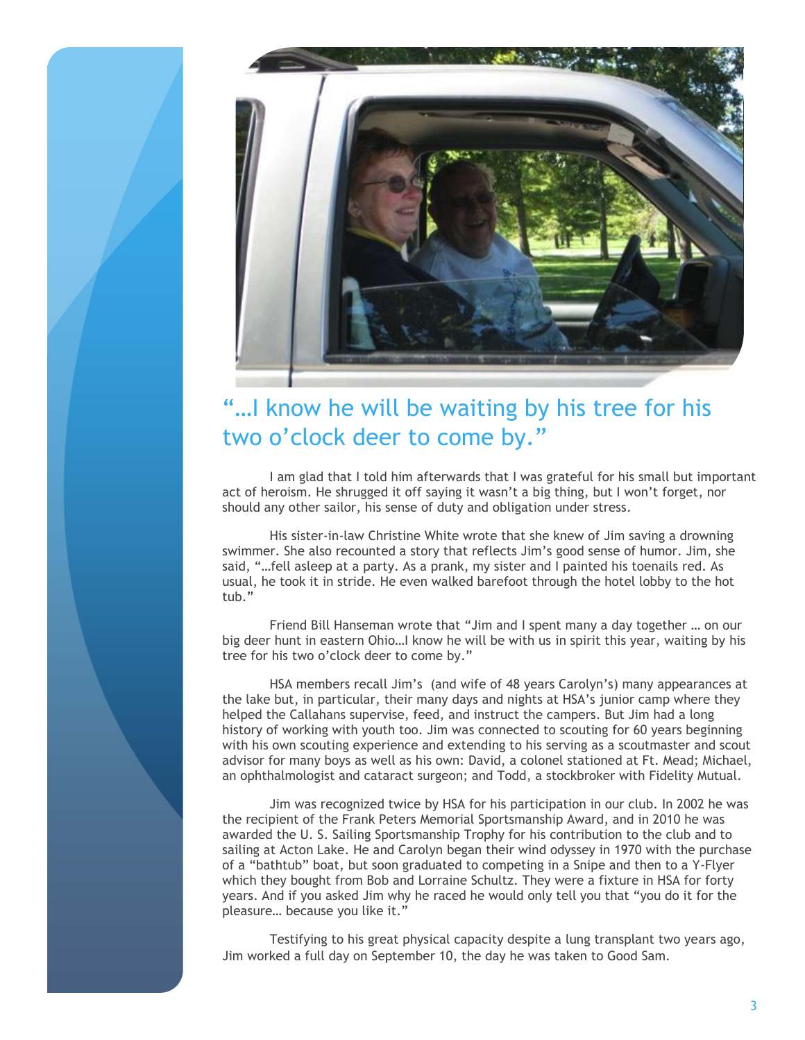## "…I know he will be waiting by his tree for his two o'clock deer to come by."

I am glad that I told him afterwards that I was grateful for his small but important act of heroism. He shrugged it off saying it wasn't a big thing, but I won't forget, nor should any other sailor, his sense of duty and obligation under stress.

His sister-in-law Christine White wrote that she knew of Jim saving a drowning swimmer. She also recounted a story that reflects Jim's good sense of humor. Jim, she said, "…fell asleep at a party. As a prank, my sister and I painted his toenails red. As usual, he took it in stride. He even walked barefoot through the hotel lobby to the hot tub."

Friend Bill Hanseman wrote that "Jim and I spent many a day together … on our big deer hunt in eastern Ohio…I know he will be with us in spirit this year, waiting by his tree for his two o'clock deer to come by."

HSA members recall Jim's (and wife of 48 years Carolyn's) many appearances at the lake but, in particular, their many days and nights at HSA's junior camp where they helped the Callahans supervise, feed, and instruct the campers. But Jim had a long history of working with youth too. Jim was connected to scouting for 60 years beginning with his own scouting experience and extending to his serving as a scoutmaster and scout advisor for many boys as well as his own: David, a colonel stationed at Ft. Mead; Michael, an ophthalmologist and cataract surgeon; and Todd, a stockbroker with Fidelity Mutual.

Jim was recognized twice by HSA for his participation in our club. In 2002 he was the recipient of the Frank Peters Memorial Sportsmanship Award, and in 2010 he was awarded the U. S. Sailing Sportsmanship Trophy for his contribution to the club and to sailing at Acton Lake. He and Carolyn began their wind odyssey in 1970 with the purchase of a "bathtub" boat, but soon graduated to competing in a Snipe and then to a Y-Flyer which they bought from Bob and Lorraine Schultz. They were a fixture in HSA for forty years. And if you asked Jim why he raced he would only tell you that "you do it for the pleasure… because you like it."

Testifying to his great physical capacity despite a lung transplant two years ago, Jim worked a full day on September 10, the day he was taken to Good Sam.